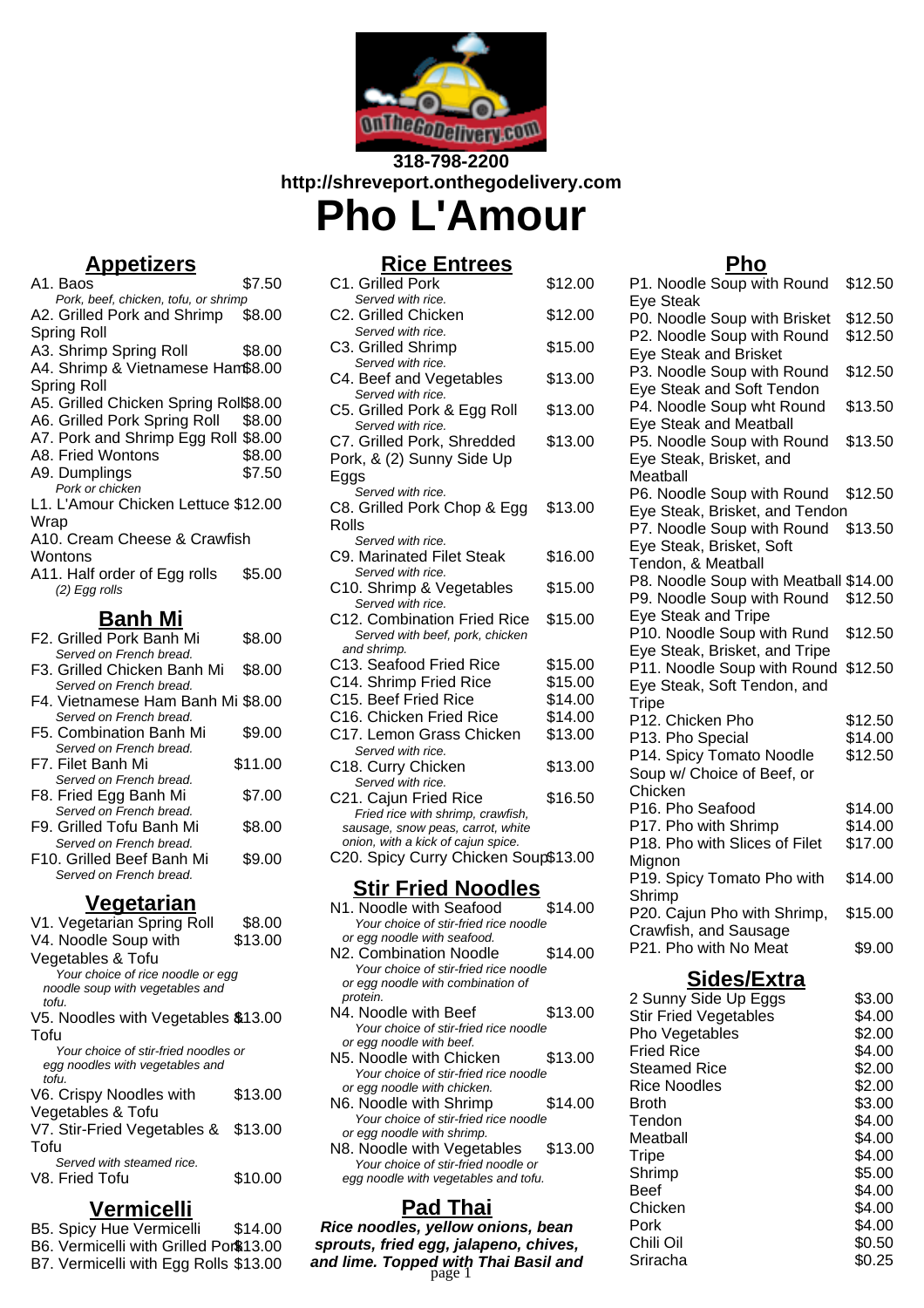318-798-2200
http://shreveport.onthegodelivery.com

# Pho L'Amour

## Appetizers

A1. Baos $7.50
*Pork, beef, chicken, tofu, or shrimp*

A2. Grilled Pork and Shrimp Spring Roll $8.00

A3. Shrimp Spring Roll $8.00

A4. Shrimp & Vietnamese Ham Spring Roll $8.00

A5. Grilled Chicken Spring Roll $8.00

A6. Grilled Pork Spring Roll $8.00

A7. Pork and Shrimp Egg Roll $8.00

A8. Fried Wontons $8.00

A9. Dumplings $7.50
*Pork or chicken*

L1. L'Amour Chicken Lettuce Wrap $12.00

A10. Cream Cheese & Crawfish Wontons

A11. Half order of Egg rolls $5.00
*(2) Egg rolls*

## Banh Mi

F2. Grilled Pork Banh Mi $8.00
*Served on French bread.*

F3. Grilled Chicken Banh Mi $8.00
*Served on French bread.*

F4. Vietnamese Ham Banh Mi $8.00
*Served on French bread.*

F5. Combination Banh Mi $9.00
*Served on French bread.*

F7. Filet Banh Mi $11.00
*Served on French bread.*

F8. Fried Egg Banh Mi $7.00
*Served on French bread.*

F9. Grilled Tofu Banh Mi $8.00
*Served on French bread.*

F10. Grilled Beef Banh Mi $9.00
*Served on French bread.*

## Vegetarian

V1. Vegetarian Spring Roll $8.00

V4. Noodle Soup with Vegetables & Tofu $13.00
*Your choice of rice noodle or egg noodle soup with vegetables and tofu.*

V5. Noodles with Vegetables & Tofu $13.00
*Your choice of stir-fried noodles or egg noodles with vegetables and tofu.*

V6. Crispy Noodles with Vegetables & Tofu $13.00

V7. Stir-Fried Vegetables & Tofu $13.00
*Served with steamed rice.*

V8. Fried Tofu $10.00

## Vermicelli

B5. Spicy Hue Vermicelli $14.00

B6. Vermicelli with Grilled Pork $13.00

B7. Vermicelli with Egg Rolls $13.00

## Rice Entrees

C1. Grilled Pork $12.00
*Served with rice.*

C2. Grilled Chicken $12.00
*Served with rice.*

C3. Grilled Shrimp $15.00
*Served with rice.*

C4. Beef and Vegetables $13.00
*Served with rice.*

C5. Grilled Pork & Egg Roll $13.00
*Served with rice.*

C7. Grilled Pork, Shredded Pork, & (2) Sunny Side Up Eggs $13.00
*Served with rice.*

C8. Grilled Pork Chop & Egg Rolls $13.00
*Served with rice.*

C9. Marinated Filet Steak $16.00
*Served with rice.*

C10. Shrimp & Vegetables $15.00
*Served with rice.*

C12. Combination Fried Rice $15.00
*Served with beef, pork, chicken and shrimp.*

C13. Seafood Fried Rice $15.00

C14. Shrimp Fried Rice $15.00

C15. Beef Fried Rice $14.00

C16. Chicken Fried Rice $14.00

C17. Lemon Grass Chicken $13.00
*Served with rice.*

C18. Curry Chicken $13.00
*Served with rice.*

C21. Cajun Fried Rice $16.50
*Fried rice with shrimp, crawfish, sausage, snow peas, carrot, white onion, with a kick of cajun spice.*

C20. Spicy Curry Chicken Soup $13.00

## Stir Fried Noodles

N1. Noodle with Seafood $14.00
*Your choice of stir-fried rice noodle or egg noodle with seafood.*

N2. Combination Noodle $14.00
*Your choice of stir-fried rice noodle or egg noodle with combination of protein.*

N4. Noodle with Beef $13.00
*Your choice of stir-fried rice noodle or egg noodle with beef.*

N5. Noodle with Chicken $13.00
*Your choice of stir-fried rice noodle or egg noodle with chicken.*

N6. Noodle with Shrimp $14.00
*Your choice of stir-fried rice noodle or egg noodle with shrimp.*

N8. Noodle with Vegetables $13.00
*Your choice of stir-fried noodle or egg noodle with vegetables and tofu.*

## Pad Thai

***Rice noodles, yellow onions, bean sprouts, fried egg, jalapeno, chives, and lime. Topped with Thai Basil and***

## Pho

P1. Noodle Soup with Round Eye Steak $12.50

P0. Noodle Soup with Brisket $12.50

P2. Noodle Soup with Round Eye Steak and Brisket $12.50

P3. Noodle Soup with Round Eye Steak and Soft Tendon $12.50

P4. Noodle Soup wht Round Eye Steak and Meatball $13.50

P5. Noodle Soup with Round Eye Steak, Brisket, and Meatball $13.50

P6. Noodle Soup with Round Eye Steak, Brisket, and Tendon $12.50

P7. Noodle Soup with Round Eye Steak, Brisket, Soft Tendon, & Meatball $13.50

P8. Noodle Soup with Meatball $14.00

P9. Noodle Soup with Round Eye Steak and Tripe $12.50

P10. Noodle Soup with Rund Eye Steak, Brisket, and Tripe $12.50

P11. Noodle Soup with Round Eye Steak, Soft Tendon, and Tripe $12.50

P12. Chicken Pho $12.50

P13. Pho Special $14.00

P14. Spicy Tomato Noodle Soup w/ Choice of Beef, or Chicken $12.50

P16. Pho Seafood $14.00

P17. Pho with Shrimp $14.00

P18. Pho with Slices of Filet Mignon $17.00

P19. Spicy Tomato Pho with Shrimp $14.00

P20. Cajun Pho with Shrimp, Crawfish, and Sausage $15.00

P21. Pho with No Meat $9.00

## Sides/Extra

| Item | Price |
|---|---|
| 2 Sunny Side Up Eggs | $3.00 |
| Stir Fried Vegetables | $4.00 |
| Pho Vegetables | $2.00 |
| Fried Rice | $4.00 |
| Steamed Rice | $2.00 |
| Rice Noodles | $2.00 |
| Broth | $3.00 |
| Tendon | $4.00 |
| Meatball | $4.00 |
| Tripe | $4.00 |
| Shrimp | $5.00 |
| Beef | $4.00 |
| Chicken | $4.00 |
| Pork | $4.00 |
| Chili Oil | $0.50 |
| Sriracha | $0.25 |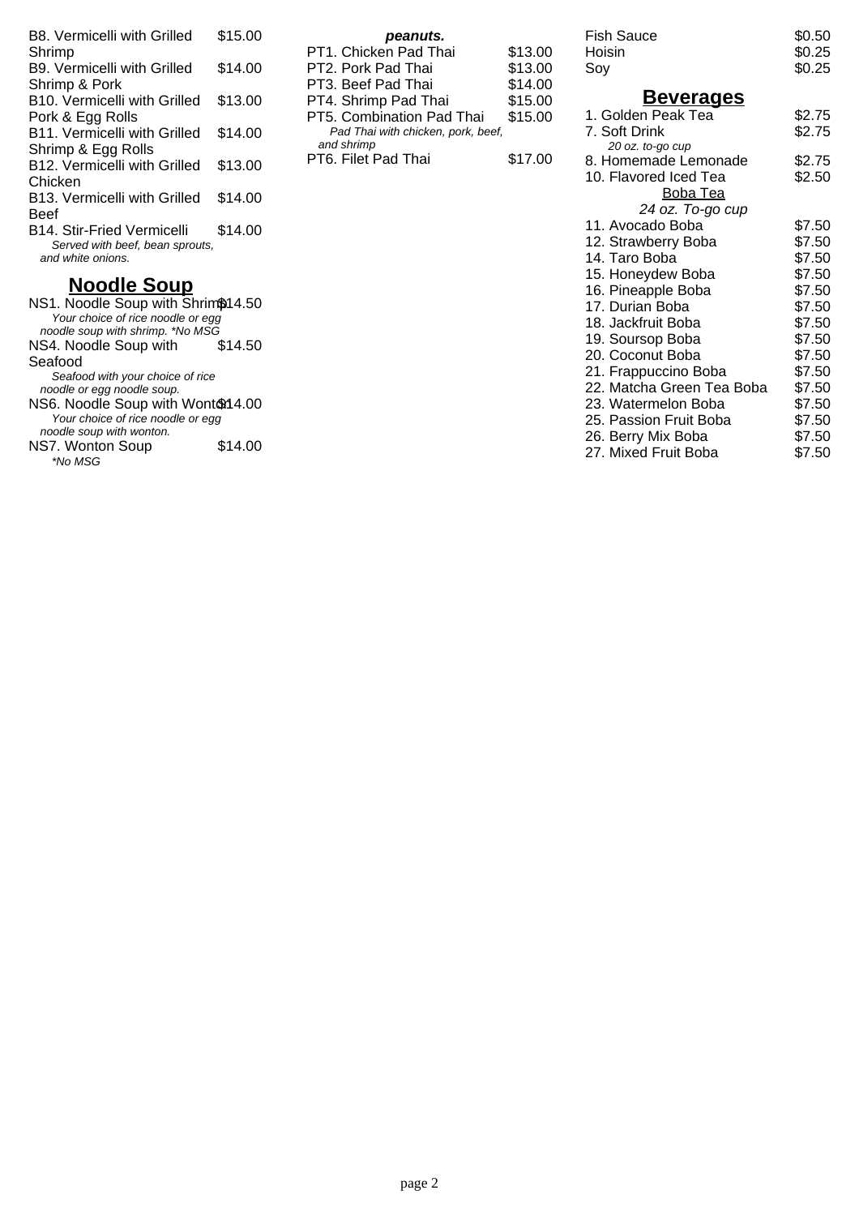B8. Vermicelli with Grilled Shrimp $15.00

B9. Vermicelli with Grilled Shrimp & Pork $14.00

B10. Vermicelli with Grilled Pork & Egg Rolls $13.00

B11. Vermicelli with Grilled Shrimp & Egg Rolls $14.00

B12. Vermicelli with Grilled Chicken $13.00

B13. Vermicelli with Grilled Beef $14.00

B14. Stir-Fried Vermicelli $14.00
*Served with beef, bean sprouts, and white onions.*

## Noodle Soup

NS1. Noodle Soup with Shrimp $14.50
*Your choice of rice noodle or egg noodle soup with shrimp. *No MSG*

NS4. Noodle Soup with Seafood $14.50
*Seafood with your choice of rice noodle or egg noodle soup.*

NS6. Noodle Soup with Wonton $14.00
*Your choice of rice noodle or egg noodle soup with wonton.*

NS7. Wonton Soup $14.00
**No MSG*

***peanuts.***

PT1. Chicken Pad Thai $13.00

PT2. Pork Pad Thai $13.00

PT3. Beef Pad Thai $14.00

PT4. Shrimp Pad Thai $15.00

PT5. Combination Pad Thai $15.00
*Pad Thai with chicken, pork, beef, and shrimp*

PT6. Filet Pad Thai $17.00

Fish Sauce $0.50

Hoisin $0.25

Soy $0.25

## Beverages

1. Golden Peak Tea $2.75

7. Soft Drink $2.75
*20 oz. to-go cup*

8. Homemade Lemonade $2.75

10. Flavored Iced Tea $2.50

Boba Tea

*24 oz. To-go cup*

11. Avocado Boba $7.50
12. Strawberry Boba $7.50
14. Taro Boba $7.50
15. Honeydew Boba $7.50
16. Pineapple Boba $7.50
17. Durian Boba $7.50
18. Jackfruit Boba $7.50
19. Soursop Boba $7.50
20. Coconut Boba $7.50
21. Frappuccino Boba $7.50
22. Matcha Green Tea Boba $7.50
23. Watermelon Boba $7.50
25. Passion Fruit Boba $7.50
26. Berry Mix Boba $7.50
27. Mixed Fruit Boba $7.50